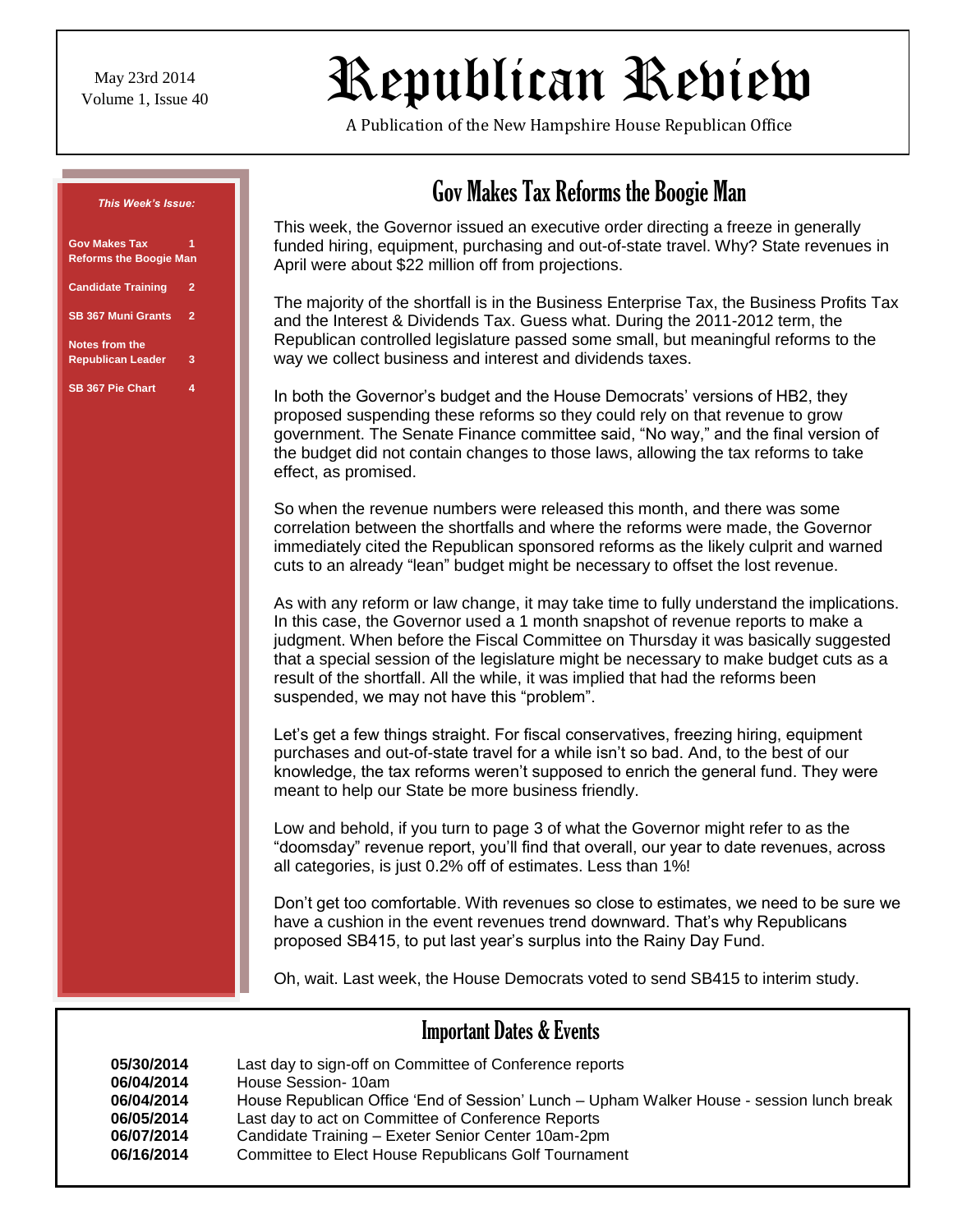May 23rd 2014
Volume 1, Issue 40

# Republican Review

A Publication of the New Hampshire House Republican Office

***This Week's Issue:***

| | |
|---|---|
| **Gov Makes Tax Reforms the Boogie Man** | **1** |
| **Candidate Training** | **2** |
| **SB 367 Muni Grants** | **2** |
| **Notes from the Republican Leader** | **3** |
| **SB 367 Pie Chart** | **4** |

## Gov Makes Tax Reforms the Boogie Man

This week, the Governor issued an executive order directing a freeze in generally funded hiring, equipment, purchasing and out-of-state travel. Why? State revenues in April were about $22 million off from projections.

The majority of the shortfall is in the Business Enterprise Tax, the Business Profits Tax and the Interest & Dividends Tax. Guess what. During the 2011-2012 term, the Republican controlled legislature passed some small, but meaningful reforms to the way we collect business and interest and dividends taxes.

In both the Governor's budget and the House Democrats' versions of HB2, they proposed suspending these reforms so they could rely on that revenue to grow government. The Senate Finance committee said, "No way," and the final version of the budget did not contain changes to those laws, allowing the tax reforms to take effect, as promised.

So when the revenue numbers were released this month, and there was some correlation between the shortfalls and where the reforms were made, the Governor immediately cited the Republican sponsored reforms as the likely culprit and warned cuts to an already "lean" budget might be necessary to offset the lost revenue.

As with any reform or law change, it may take time to fully understand the implications. In this case, the Governor used a 1 month snapshot of revenue reports to make a judgment. When before the Fiscal Committee on Thursday it was basically suggested that a special session of the legislature might be necessary to make budget cuts as a result of the shortfall. All the while, it was implied that had the reforms been suspended, we may not have this "problem".

Let's get a few things straight. For fiscal conservatives, freezing hiring, equipment purchases and out-of-state travel for a while isn't so bad. And, to the best of our knowledge, the tax reforms weren't supposed to enrich the general fund. They were meant to help our State be more business friendly.

Low and behold, if you turn to page 3 of what the Governor might refer to as the "doomsday" revenue report, you'll find that overall, our year to date revenues, across all categories, is just 0.2% off of estimates. Less than 1%!

Don't get too comfortable. With revenues so close to estimates, we need to be sure we have a cushion in the event revenues trend downward. That's why Republicans proposed SB415, to put last year's surplus into the Rainy Day Fund.

Oh, wait. Last week, the House Democrats voted to send SB415 to interim study.

## Important Dates & Events

| | |
|---|---|
| **05/30/2014** | Last day to sign-off on Committee of Conference reports |
| **06/04/2014** | House Session- 10am |
| **06/04/2014** | House Republican Office 'End of Session' Lunch – Upham Walker House - session lunch break |
| **06/05/2014** | Last day to act on Committee of Conference Reports |
| **06/07/2014** | Candidate Training – Exeter Senior Center 10am-2pm |
| **06/16/2014** | Committee to Elect House Republicans Golf Tournament |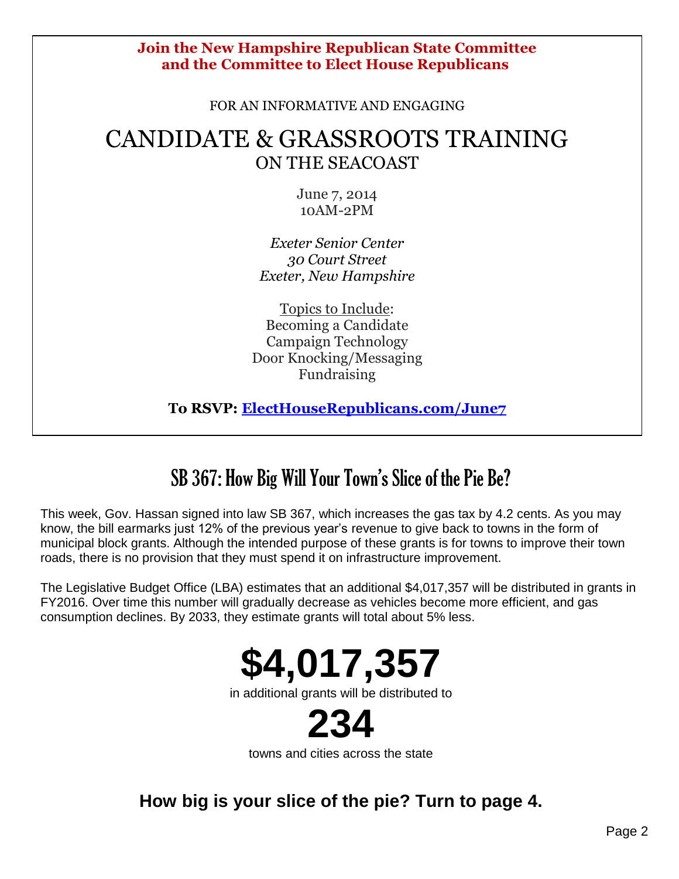**Join the New Hampshire Republican State Committee and the Committee to Elect House Republicans**

FOR AN INFORMATIVE AND ENGAGING

# CANDIDATE & GRASSROOTS TRAINING

## ON THE SEACOAST

June 7, 2014
10AM-2PM

*Exeter Senior Center*
*30 Court Street*
*Exeter, New Hampshire*

Topics to Include:
Becoming a Candidate
Campaign Technology
Door Knocking/Messaging
Fundraising

**To RSVP: ElectHouseRepublicans.com/June7**

## SB 367: How Big Will Your Town's Slice of the Pie Be?

This week, Gov. Hassan signed into law SB 367, which increases the gas tax by 4.2 cents. As you may know, the bill earmarks just 12% of the previous year's revenue to give back to towns in the form of municipal block grants. Although the intended purpose of these grants is for towns to improve their town roads, there is no provision that they must spend it on infrastructure improvement.

The Legislative Budget Office (LBA) estimates that an additional $4,017,357 will be distributed in grants in FY2016. Over time this number will gradually decrease as vehicles become more efficient, and gas consumption declines. By 2033, they estimate grants will total about 5% less.

**$4,017,357**

in additional grants will be distributed to

**234**

towns and cities across the state

### How big is your slice of the pie? Turn to page 4.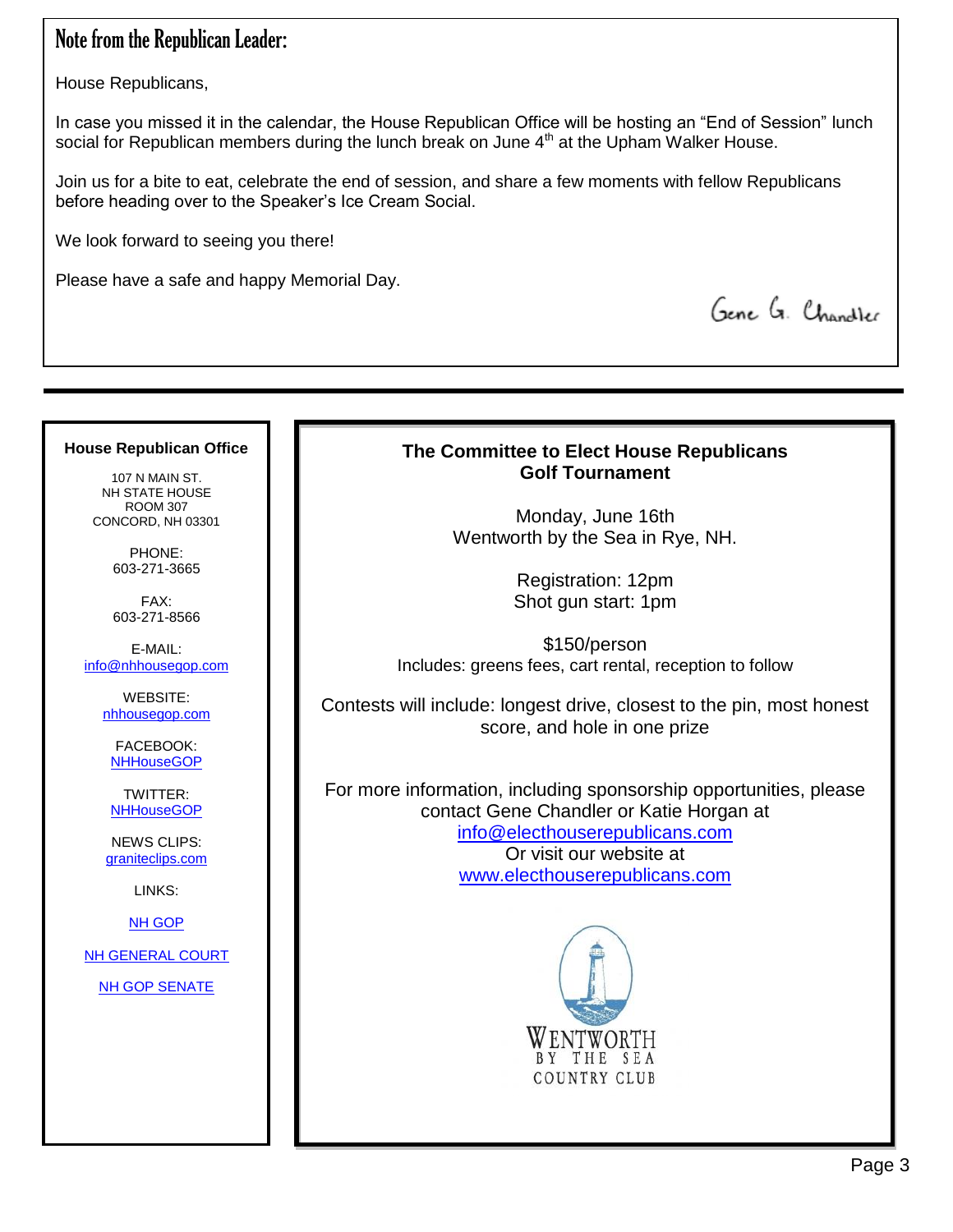## Note from the Republican Leader:

House Republicans,

In case you missed it in the calendar, the House Republican Office will be hosting an "End of Session" lunch social for Republican members during the lunch break on June 4th at the Upham Walker House.

Join us for a bite to eat, celebrate the end of session, and share a few moments with fellow Republicans before heading over to the Speaker's Ice Cream Social.

We look forward to seeing you there!

Please have a safe and happy Memorial Day.

Gene G. Chandler

---

**House Republican Office**

107 N MAIN ST.
NH STATE HOUSE
ROOM 307
CONCORD, NH 03301

PHONE:
603-271-3665

FAX:
603-271-8566

E-MAIL:
info@nhhousegop.com

WEBSITE:
nhhousegop.com

FACEBOOK:
NHHouseGOP

TWITTER:
NHHouseGOP

NEWS CLIPS:
graniteclips.com

LINKS:

NH GOP

NH GENERAL COURT

NH GOP SENATE

---

**The Committee to Elect House Republicans Golf Tournament**

Monday, June 16th
Wentworth by the Sea in Rye, NH.

Registration: 12pm
Shot gun start: 1pm

$150/person
Includes: greens fees, cart rental, reception to follow

Contests will include: longest drive, closest to the pin, most honest score, and hole in one prize

For more information, including sponsorship opportunities, please contact Gene Chandler or Katie Horgan at
info@electhouserepublicans.com
Or visit our website at
www.electhouserepublicans.com

WENTWORTH BY THE SEA COUNTRY CLUB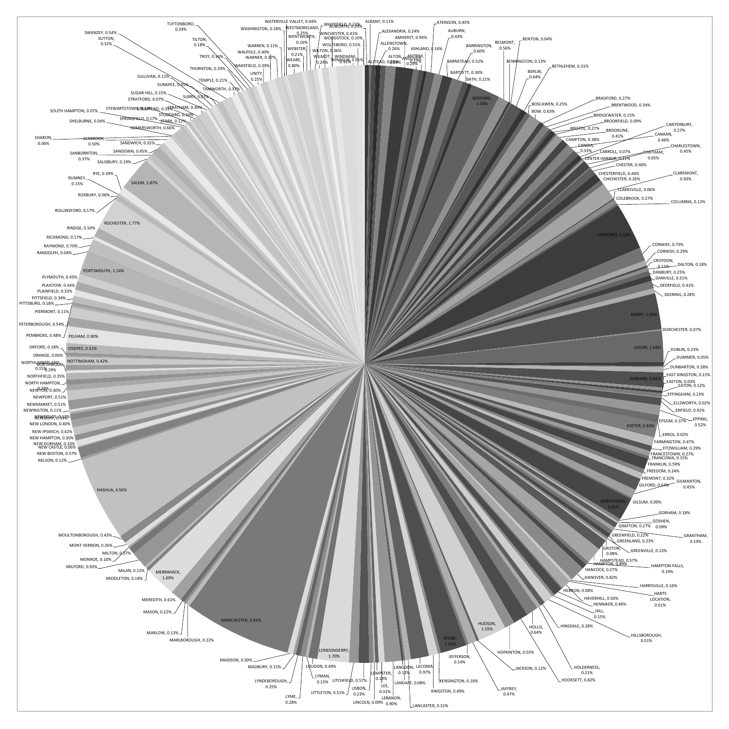ALBANY, 0.11%
ALEXANDRIA, 0.24%
ALLENSTOWN, 0.26%
ALSTEAD, 0.24%
ALTON, 0.54%
AMHERST, 0.94%
ANDOVER, 0.17%
ANTRIM, 0.29%
ASHLAND, 0.16%
ATKINSON, 0.45%
AUBURN, 0.43%
BARNSTEAD, 0.52%
BARRINGTON, 0.60%
BARTLETT, 0.30%
BATH, 0.21%
BEDFORD, 1.58%
BELMONT, 0.56%
BENNINGTON, 0.13%
BENTON, 0.04%
BERLIN, 0.64%
BETHLEHEM, 0.31%
BOSCAWEN, 0.25%
BOW, 0.63%
BRADFORD, 0.27%
BRENTWOOD, 0.34%
BRIDGEWATER, 0.15%
BRISTOL, 0.27%
BROOKFIELD, 0.09%
BROOKLINE, 0.41%
CAMPTON, 0.38%
CANAAN, 0.46%
CANDIA, 0.33%
CANTERBURY, 0.27%
CARROLL, 0.07%
CENTER HARBOR, 0.11%
CHARLESTOWN, 0.45%
CHATHAM, 0.05%
CHESTER, 0.40%
CHESTERFIELD, 0.44%
CHICHESTER, 0.26%
CLAREMONT, 0.93%
CLARKSVILLE, 0.06%
COLEBROOK, 0.27%
COLUMBIA, 0.12%
CONCORD, 2.53%
CONWAY, 0.73%
CORNISH, 0.29%
CROYDON, 0.11%
DALTON, 0.18%
DANBURY, 0.25%
DANVILLE, 0.31%
DEERFIELD, 0.41%
DEERING, 0.28%
DERRY, 1.94%
DORCHESTER, 0.07%
DOVER, 1.68%
DUBLIN, 0.23%
DUMMER, 0.05%
DUNBARTON, 0.28%
DURHAM, 0.81%
EAST KINGSTON, 0.15%
EASTON, 0.03%
EATON, 0.12%
EFFINGHAM, 0.23%
ELLSWORTH, 0.02%
ENFIELD, 0.41%
EPPING, 0.52%
EPSOM, 0.37%
ERROL, 0.02%
EXETER, 0.83%
FARMINGTON, 0.47%
FITZWILLIAM, 0.29%
FRANCESTOWN, 0.27%
FRANCONIA, 0.15%
FRANKLIN, 0.59%
FREEDOM, 0.24%
FREMONT, 0.32%
GILFORD, 0.64%
GILMANTON, 0.45%
GILSUM, 0.09%
GOFFSTOWN, 1.21%
GORHAM, 0.18%
GOSHEN, 0.09%
GRAFTON, 0.27%
GRANTHAM, 0.19%
GREENFIELD, 0.22%
GREENLAND, 0.23%
GREENVILLE, 0.13%
GROTON, 0.08%
HAMPSTEAD, 0.57%
HAMPTON, 0.89%
HAMPTON FALLS, 0.19%
HANCOCK, 0.27%
HANOVER, 0.82%
HARRISVILLE, 0.16%
HARTS LOCATION, 0.01%
HAVERHILL, 0.50%
HEBRON, 0.08%
HENNIKER, 0.49%
HILL, 0.15%
HILLSBOROUGH, 0.51%
HINSDALE, 0.28%
HOLDERNESS, 0.21%
HOLLIS, 0.64%
HOOKSETT, 0.82%
HOPKINTON, 0.55%
HUDSON, 1.55%
JACKSON, 0.12%
JAFFREY, 0.47%
JEFFERSON, 0.14%
KEENE, 1.41%
KENSINGTON, 0.16%
KINGSTON, 0.49%
LACONIA, 0.97%
LANCASTER, 0.31%
LANDAFF, 0.08%
LANGDON, 0.12%
LEBANON, 0.90%
LEE, 0.32%
LEMPSTER, 0.13%
LINCOLN, 0.09%
LISBON, 0.23%
LITCHFIELD, 0.57%
LITTLETON, 0.51%
LONDONDERRY, 1.70%
LOUDON, 0.49%
LYMAN, 0.15%
LYME, 0.28%
LYNDEBOROUGH, 0.25%
MADBURY, 0.15%
MADISON, 0.30%
MANCHESTER, 5.82%
MARLBOROUGH, 0.22%
MARLOW, 0.13%
MASON, 0.22%
MEREDITH, 0.61%
MERRIMACK, 1.69%
MIDDLETON, 0.18%
MILAN, 0.12%
MILFORD, 0.92%
MILTON, 0.37%
MONROE, 0.10%
MONT VERNON, 0.26%
MOULTONBOROUGH, 0.43%
NASHUA, 4.56%
NELSON, 0.12%
NEW BOSTON, 0.57%
NEW CASTLE, 0.06%
NEW DURHAM, 0.33%
NEW HAMPTON, 0.30%
NEW IPSWICH, 0.42%
NEW LONDON, 0.40%
NEWBURY, 0.33%
NEWFIELDS, 0.12%
NEWINGTON, 0.11%
NEWMARKET, 0.51%
NEWPORT, 0.51%
NEWTON, 0.30%
NORTH HAMPTON, 0.29%
NORTHFIELD, 0.35%
NORTHUMBERLAND, 0.15%
NORTHWOOD, 0.29%
NOTTINGHAM, 0.42%
ORANGE, 0.06%
ORFORD, 0.18%
OSSIPEE, 0.51%
PELHAM, 0.90%
PEMBROKE, 0.48%
PETERBOROUGH, 0.54%
PIERMONT, 0.11%
PITTSBURG, 0.18%
PITTSFIELD, 0.34%
PLAINFIELD, 0.33%
PLAISTOW, 0.44%
PLYMOUTH, 0.43%
PORTSMOUTH, 1.24%
RANDOLPH, 0.04%
RAYMOND, 0.70%
RICHMOND, 0.17%
RINDGE, 0.50%
ROCHESTER, 1.77%
ROLLINSFORD, 0.17%
ROXBURY, 0.06%
RUMNEY, 0.15%
RYE, 0.39%
SALEM, 1.87%
SALISBURY, 0.19%
SANBORNTON, 0.37%
SANDOWN, 0.45%
SANDWICH, 0.32%
SEABROOK, 0.50%
SHARON, 0.06%
SHELBURNE, 0.04%
SOMERSWORTH, 0.66%
SOUTH HAMPTON, 0.07%
SPRINGFIELD, 0.17%
STARK, 0.12%
STEWARTSTOWN, 0.10%
STODDARD, 0.10%
STRAFFORD, 0.35%
STRATFORD, 0.07%
STRATHAM, 0.49%
SUGAR HILL, 0.15%
SULLIVAN, 0.11%
SUNAPEE, 0.35%
SURRY, 0.07%
SUTTON, 0.32%
SWANZEY, 0.54%
TAMWORTH, 0.37%
TEMPLE, 0.21%
THORNTON, 0.29%
TILTON, 0.18%
TROY, 0.16%
TUFTONBORO, 0.24%
UNITY, 0.25%
WAKEFIELD, 0.39%
WALPOLE, 0.40%
WARNER, 0.37%
WARREN, 0.11%
WASHINGTON, 0.18%
WATERVILLE VALLEY, 0.04%
WEARE, 0.80%
WEBSTER, 0.21%
WENTWORTH, 0.16%
WESTMORELAND, 0.25%
WHITEFIELD, 0.23%
WILMOT, 0.24%
WILTON, 0.36%
WINCHESTER, 0.41%
WINDHAM, 0.91%
WINDSOR, 0.01%
WOLFEBORO, 0.51%
WOODSTOCK, 0.10%
ACWORTH, 0.24%